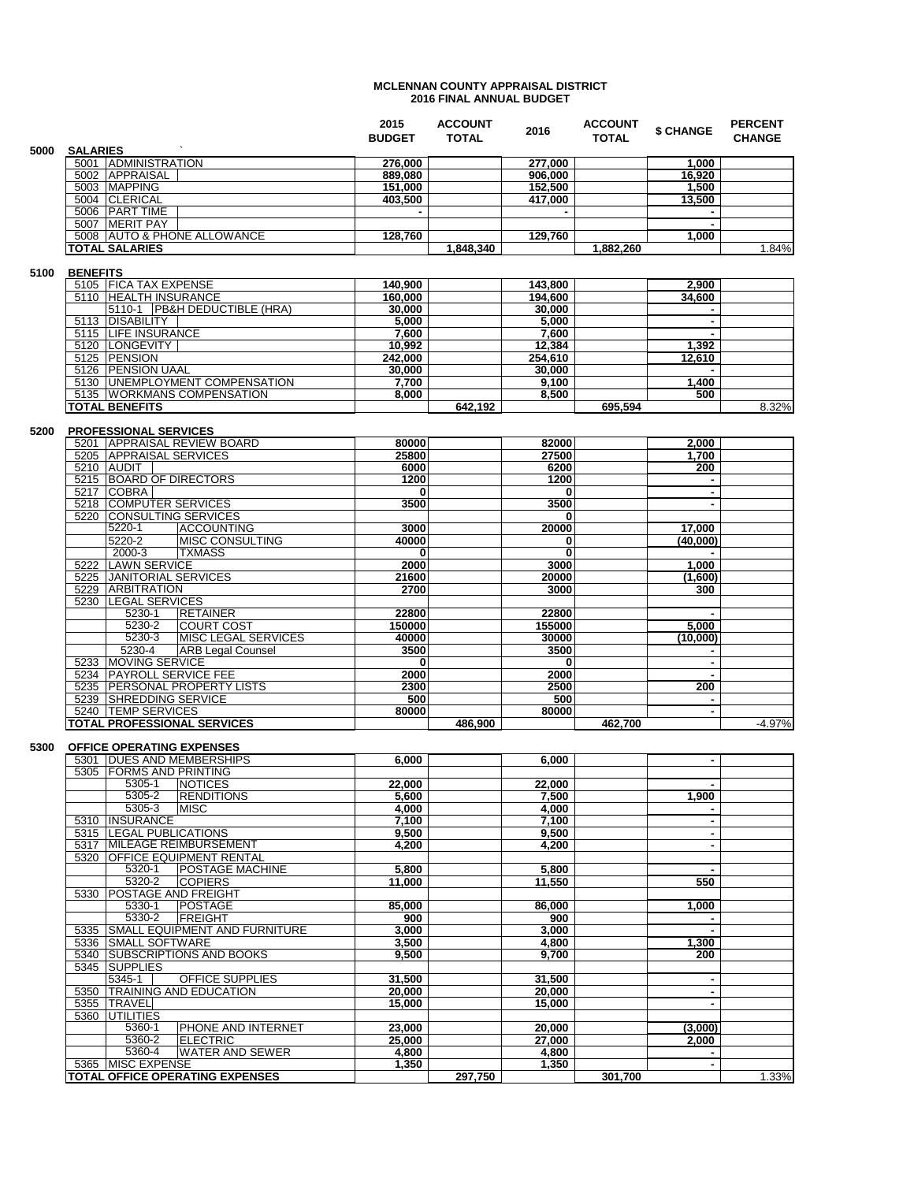# MCLENNAN COUNTY APPRAISAL DISTRICT
## 2016 FINAL ANNUAL BUDGET

| | | | 2015 BUDGET | ACCOUNT TOTAL | 2016 | ACCOUNT TOTAL | $ CHANGE | PERCENT CHANGE |
|---|---|---|---|---|---|---|---|---|
| 5000 | SALARIES | | | | | | | |
| | 5001 | ADMINISTRATION | 276,000 | | 277,000 | | 1,000 | |
| | 5002 | APPRAISAL | 889,080 | | 906,000 | | 16,920 | |
| | 5003 | MAPPING | 151,000 | | 152,500 | | 1,500 | |
| | 5004 | CLERICAL | 403,500 | | 417,000 | | 13,500 | |
| | 5006 | PART TIME | - | | - | | - | |
| | 5007 | MERIT PAY | | | | | - | |
| | 5008 | AUTO & PHONE ALLOWANCE | 128,760 | | 129,760 | | 1,000 | |
| | TOTAL SALARIES | | | 1,848,340 | | 1,882,260 | | 1.84% |
| 5100 | BENEFITS | | | | | | | |
| | 5105 | FICA TAX EXPENSE | 140,900 | | 143,800 | | 2,900 | |
| | 5110 | HEALTH INSURANCE | 160,000 | | 194,600 | | 34,600 | |
| | | 5110-1 PB&H DEDUCTIBLE (HRA) | 30,000 | | 30,000 | | - | |
| | 5113 | DISABILITY | 5,000 | | 5,000 | | - | |
| | 5115 | LIFE INSURANCE | 7,600 | | 7,600 | | - | |
| | 5120 | LONGEVITY | 10,992 | | 12,384 | | 1,392 | |
| | 5125 | PENSION | 242,000 | | 254,610 | | 12,610 | |
| | 5126 | PENSION UAAL | 30,000 | | 30,000 | | - | |
| | 5130 | UNEMPLOYMENT COMPENSATION | 7,700 | | 9,100 | | 1,400 | |
| | 5135 | WORKMANS COMPENSATION | 8,000 | | 8,500 | | 500 | |
| | TOTAL BENEFITS | | | 642,192 | | 695,594 | | 8.32% |
| 5200 | PROFESSIONAL SERVICES | | | | | | | |
| | 5201 | APPRAISAL REVIEW BOARD | 80000 | | 82000 | | 2,000 | |
| | 5205 | APPRAISAL SERVICES | 25800 | | 27500 | | 1,700 | |
| | 5210 | AUDIT | 6000 | | 6200 | | 200 | |
| | 5215 | BOARD OF DIRECTORS | 1200 | | 1200 | | - | |
| | 5217 | COBRA | 0 | | 0 | | - | |
| | 5218 | COMPUTER SERVICES | 3500 | | 3500 | | - | |
| | 5220 | CONSULTING SERVICES | | | 0 | | | |
| | | 5220-1 ACCOUNTING | 3000 | | 20000 | | 17,000 | |
| | | 5220-2 MISC CONSULTING | 40000 | | 0 | | (40,000) | |
| | | 2000-3 TXMASS | 0 | | 0 | | - | |
| | 5222 | LAWN SERVICE | 2000 | | 3000 | | 1,000 | |
| | 5225 | JANITORIAL SERVICES | 21600 | | 20000 | | (1,600) | |
| | 5229 | ARBITRATION | 2700 | | 3000 | | 300 | |
| | 5230 | LEGAL SERVICES | | | | | | |
| | | 5230-1 RETAINER | 22800 | | 22800 | | - | |
| | | 5230-2 COURT COST | 150000 | | 155000 | | 5,000 | |
| | | 5230-3 MISC LEGAL SERVICES | 40000 | | 30000 | | (10,000) | |
| | | 5230-4 ARB Legal Counsel | 3500 | | 3500 | | - | |
| | 5233 | MOVING SERVICE | 0 | | 0 | | - | |
| | 5234 | PAYROLL SERVICE FEE | 2000 | | 2000 | | - | |
| | 5235 | PERSONAL PROPERTY LISTS | 2300 | | 2500 | | 200 | |
| | 5239 | SHREDDING SERVICE | 500 | | 500 | | - | |
| | 5240 | TEMP SERVICES | 80000 | | 80000 | | - | |
| | TOTAL PROFESSIONAL SERVICES | | | 486,900 | | 462,700 | | -4.97% |
| 5300 | OFFICE OPERATING EXPENSES | | | | | | | |
| | 5301 | DUES AND MEMBERSHIPS | 6,000 | | 6,000 | | - | |
| | 5305 | FORMS AND PRINTING | | | | | | |
| | | 5305-1 NOTICES | 22,000 | | 22,000 | | - | |
| | | 5305-2 RENDITIONS | 5,600 | | 7,500 | | 1,900 | |
| | | 5305-3 MISC | 4,000 | | 4,000 | | - | |
| | 5310 | INSURANCE | 7,100 | | 7,100 | | - | |
| | 5315 | LEGAL PUBLICATIONS | 9,500 | | 9,500 | | - | |
| | 5317 | MILEAGE REIMBURSEMENT | 4,200 | | 4,200 | | - | |
| | 5320 | OFFICE EQUIPMENT RENTAL | | | | | | |
| | | 5320-1 POSTAGE MACHINE | 5,800 | | 5,800 | | - | |
| | | 5320-2 COPIERS | 11,000 | | 11,550 | | 550 | |
| | 5330 | POSTAGE AND FREIGHT | | | | | | |
| | | 5330-1 POSTAGE | 85,000 | | 86,000 | | 1,000 | |
| | | 5330-2 FREIGHT | 900 | | 900 | | - | |
| | 5335 | SMALL EQUIPMENT AND FURNITURE | 3,000 | | 3,000 | | - | |
| | 5336 | SMALL SOFTWARE | 3,500 | | 4,800 | | 1,300 | |
| | 5340 | SUBSCRIPTIONS AND BOOKS | 9,500 | | 9,700 | | 200 | |
| | 5345 | SUPPLIES | | | | | | |
| | | 5345-1 OFFICE SUPPLIES | 31,500 | | 31,500 | | - | |
| | 5350 | TRAINING AND EDUCATION | 20,000 | | 20,000 | | - | |
| | 5355 | TRAVEL | 15,000 | | 15,000 | | - | |
| | 5360 | UTILITIES | | | | | | |
| | | 5360-1 PHONE AND INTERNET | 23,000 | | 20,000 | | (3,000) | |
| | | 5360-2 ELECTRIC | 25,000 | | 27,000 | | 2,000 | |
| | | 5360-4 WATER AND SEWER | 4,800 | | 4,800 | | - | |
| | 5365 | MISC EXPENSE | 1,350 | | 1,350 | | - | |
| | TOTAL OFFICE OPERATING EXPENSES | | | 297,750 | | 301,700 | | 1.33% |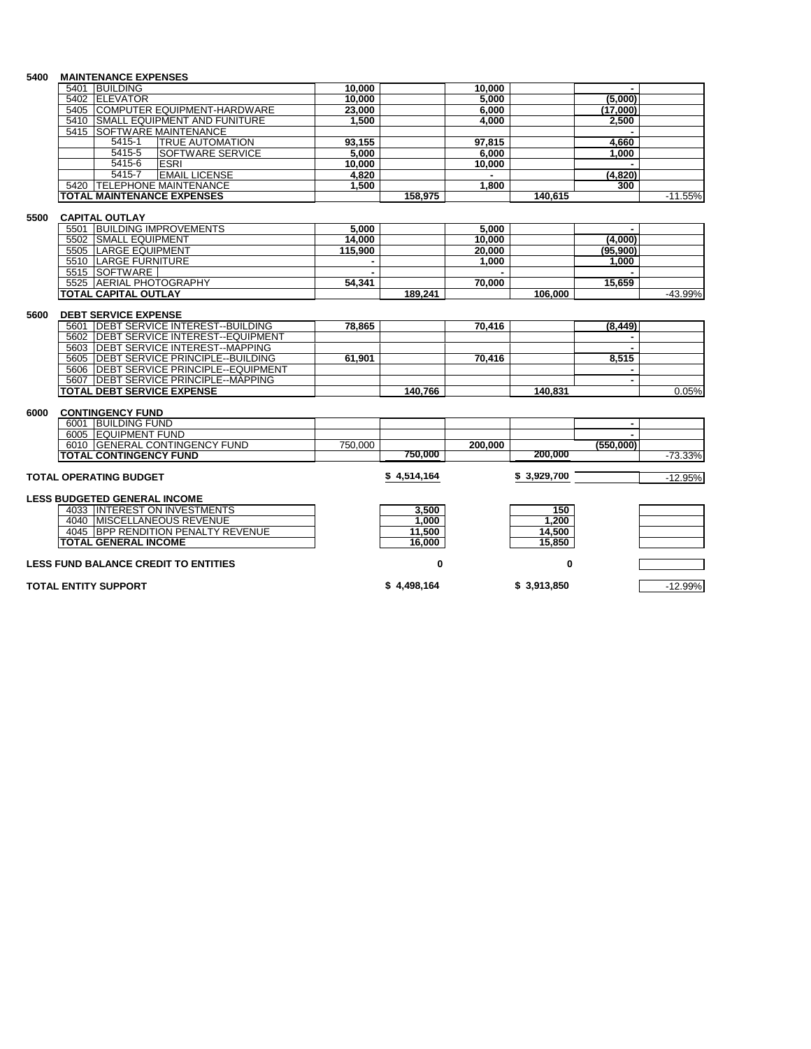## 5400 MAINTENANCE EXPENSES

| | | | | | | |
|---|---|---|---|---|---|---|
| 5401 | BUILDING | 10,000 | | 10,000 | | - |
| 5402 | ELEVATOR | 10,000 | | 5,000 | | (5,000) |
| 5405 | COMPUTER EQUIPMENT-HARDWARE | 23,000 | | 6,000 | | (17,000) |
| 5410 | SMALL EQUIPMENT AND FUNITURE | 1,500 | | 4,000 | | 2,500 |
| 5415 | SOFTWARE MAINTENANCE | | | | | - |
| 5415-1 | TRUE AUTOMATION | 93,155 | | 97,815 | | 4,660 |
| 5415-5 | SOFTWARE SERVICE | 5,000 | | 6,000 | | 1,000 |
| 5415-6 | ESRI | 10,000 | | 10,000 | | - |
| 5415-7 | EMAIL LICENSE | 4,820 | | - | | (4,820) |
| 5420 | TELEPHONE MAINTENANCE | 1,500 | | 1,800 | | 300 |
| | TOTAL MAINTENANCE EXPENSES | | 158,975 | | 140,615 | | -11.55% |

## 5500 CAPITAL OUTLAY

| | | | | | | | |
|---|---|---|---|---|---|---|---|
| 5501 | BUILDING IMPROVEMENTS | 5,000 | | 5,000 | | - | |
| 5502 | SMALL EQUIPMENT | 14,000 | | 10,000 | | (4,000) | |
| 5505 | LARGE EQUIPMENT | 115,900 | | 20,000 | | (95,900) | |
| 5510 | LARGE FURNITURE | - | | 1,000 | | 1,000 | |
| 5515 | SOFTWARE | - | | - | | - | |
| 5525 | AERIAL PHOTOGRAPHY | 54,341 | | 70,000 | | 15,659 | |
| | TOTAL CAPITAL OUTLAY | | 189,241 | | 106,000 | | -43.99% |

## 5600 DEBT SERVICE EXPENSE

| | | | | | | | |
|---|---|---|---|---|---|---|---|
| 5601 | DEBT SERVICE INTEREST--BUILDING | 78,865 | | 70,416 | | (8,449) | |
| 5602 | DEBT SERVICE INTEREST--EQUIPMENT | | | | | - | |
| 5603 | DEBT SERVICE INTEREST--MAPPING | | | | | - | |
| 5605 | DEBT SERVICE PRINCIPLE--BUILDING | 61,901 | | 70,416 | | 8,515 | |
| 5606 | DEBT SERVICE PRINCIPLE--EQUIPMENT | | | | | - | |
| 5607 | DEBT SERVICE PRINCIPLE--MAPPING | | | | | - | |
| | TOTAL DEBT SERVICE EXPENSE | | 140,766 | | 140,831 | | 0.05% |

## 6000 CONTINGENCY FUND

| | | | | | | | |
|---|---|---|---|---|---|---|---|
| 6001 | BUILDING FUND | | | | | - | |
| 6005 | EQUIPMENT FUND | | | | | - | |
| 6010 | GENERAL CONTINGENCY FUND | 750,000 | | 200,000 | | (550,000) | |
| | TOTAL CONTINGENCY FUND | | 750,000 | | 200,000 | | -73.33% |

| | | | |
|---|---|---|---|
| TOTAL OPERATING BUDGET | $ 4,514,164 | $ 3,929,700 | -12.95% |

## LESS BUDGETED GENERAL INCOME

| | | | | |
|---|---|---|---|---|
| 4033 | INTEREST ON INVESTMENTS | 3,500 | 150 | |
| 4040 | MISCELLANEOUS REVENUE | 1,000 | 1,200 | |
| 4045 | BPP RENDITION PENALTY REVENUE | 11,500 | 14,500 | |
| | TOTAL GENERAL INCOME | 16,000 | 15,850 | |

| | | | |
|---|---|---|---|
| LESS FUND BALANCE CREDIT TO ENTITIES | 0 | 0 | |
| TOTAL ENTITY SUPPORT | $ 4,498,164 | $ 3,913,850 | -12.99% |